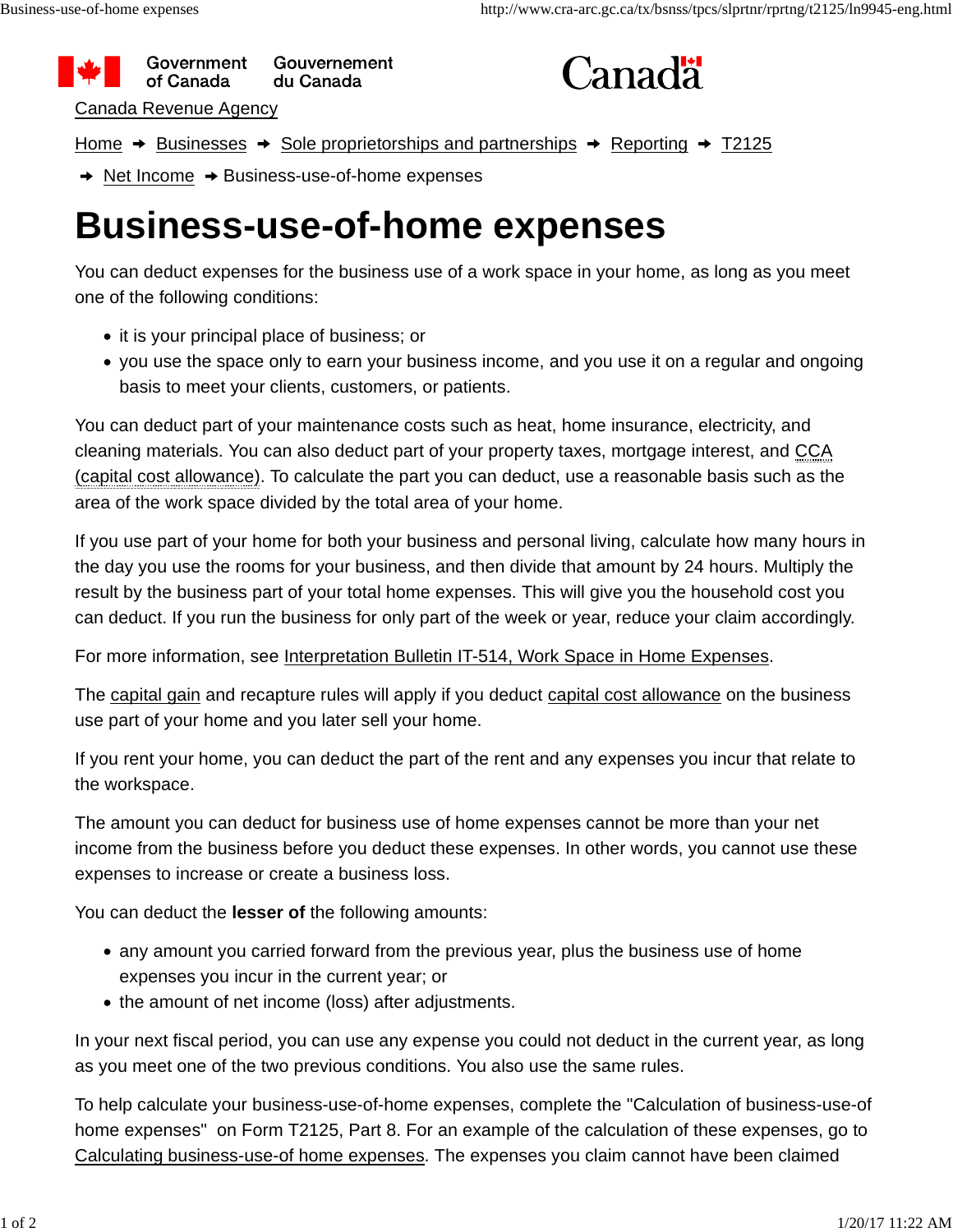Government of Canada Gouvernement du Canada

Canada

Canada Revenue Agency

Home ➜ Businesses ➜ Sole proprietorships and partnerships ➜ Reporting ➜ T2125

➜ Net Income ➜ Business-use-of-home expenses

# Business-use-of-home expenses

You can deduct expenses for the business use of a work space in your home, as long as you meet one of the following conditions:

- it is your principal place of business; or
- you use the space only to earn your business income, and you use it on a regular and ongoing basis to meet your clients, customers, or patients.

You can deduct part of your maintenance costs such as heat, home insurance, electricity, and cleaning materials. You can also deduct part of your property taxes, mortgage interest, and CCA (capital cost allowance). To calculate the part you can deduct, use a reasonable basis such as the area of the work space divided by the total area of your home.

If you use part of your home for both your business and personal living, calculate how many hours in the day you use the rooms for your business, and then divide that amount by 24 hours. Multiply the result by the business part of your total home expenses. This will give you the household cost you can deduct. If you run the business for only part of the week or year, reduce your claim accordingly.

For more information, see Interpretation Bulletin IT-514, Work Space in Home Expenses.

The capital gain and recapture rules will apply if you deduct capital cost allowance on the business use part of your home and you later sell your home.

If you rent your home, you can deduct the part of the rent and any expenses you incur that relate to the workspace.

The amount you can deduct for business use of home expenses cannot be more than your net income from the business before you deduct these expenses. In other words, you cannot use these expenses to increase or create a business loss.

You can deduct the **lesser of** the following amounts:

- any amount you carried forward from the previous year, plus the business use of home expenses you incur in the current year; or
- the amount of net income (loss) after adjustments.

In your next fiscal period, you can use any expense you could not deduct in the current year, as long as you meet one of the two previous conditions. You also use the same rules.

To help calculate your business-use-of-home expenses, complete the "Calculation of business-use-of home expenses" on Form T2125, Part 8. For an example of the calculation of these expenses, go to Calculating business-use-of home expenses. The expenses you claim cannot have been claimed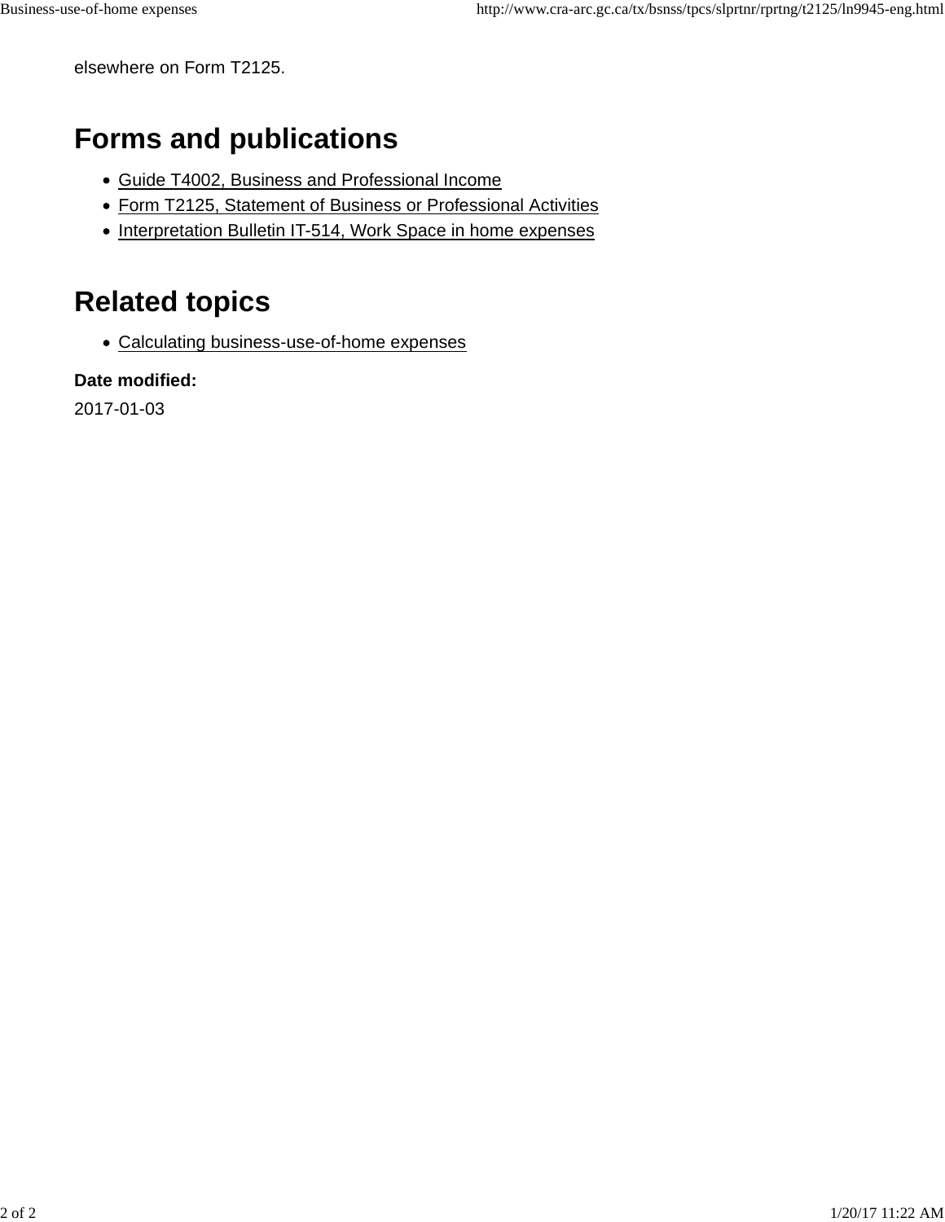elsewhere on Form T2125.

## Forms and publications

- Guide T4002, Business and Professional Income
- Form T2125, Statement of Business or Professional Activities
- Interpretation Bulletin IT-514, Work Space in home expenses

## Related topics

- Calculating business-use-of-home expenses

**Date modified:**

2017-01-03